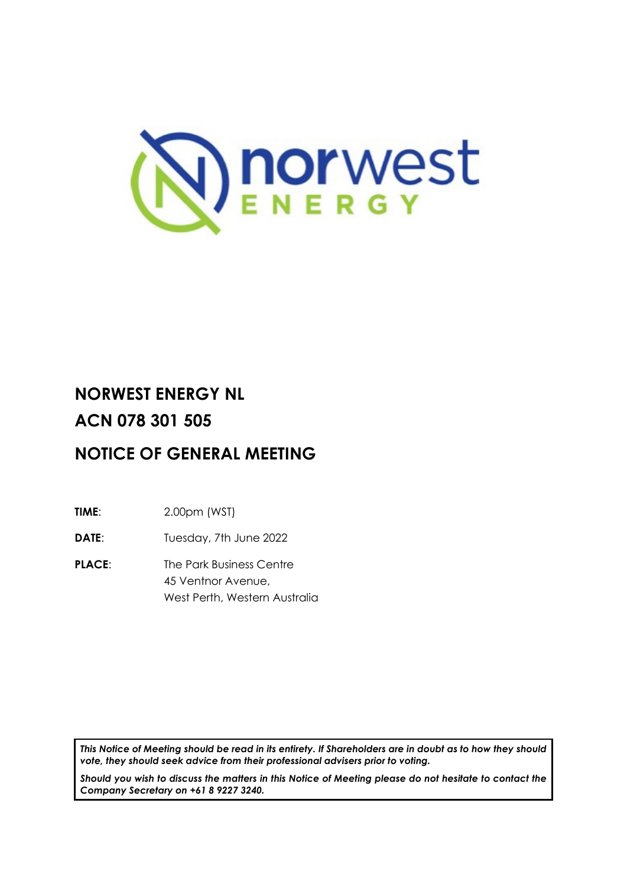# NORWEST ENERGY NL

# ACN 078 301 505

# NOTICE OF GENERAL MEETING

**TIME**: 2.00pm (WST)

**DATE**: Tuesday, 7th June 2022

**PLACE**: The Park Business Centre
45 Ventnor Avenue,
West Perth, Western Australia

***This Notice of Meeting should be read in its entirety. If Shareholders are in doubt as to how they should vote, they should seek advice from their professional advisers prior to voting.***

***Should you wish to discuss the matters in this Notice of Meeting please do not hesitate to contact the Company Secretary on +61 8 9227 3240.***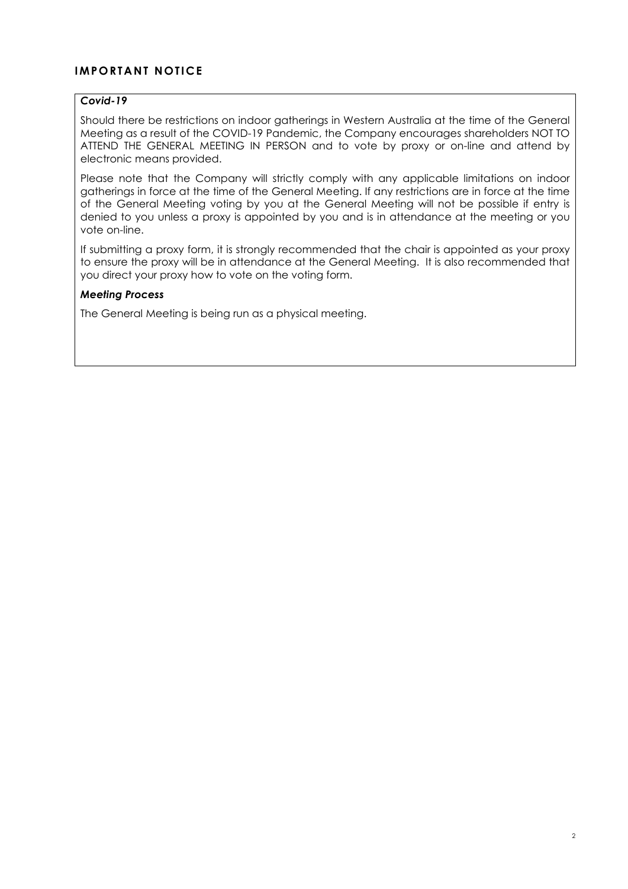## IMPORTANT NOTICE

***Covid-19***

Should there be restrictions on indoor gatherings in Western Australia at the time of the General Meeting as a result of the COVID-19 Pandemic, the Company encourages shareholders NOT TO ATTEND THE GENERAL MEETING IN PERSON and to vote by proxy or on-line and attend by electronic means provided.

Please note that the Company will strictly comply with any applicable limitations on indoor gatherings in force at the time of the General Meeting. If any restrictions are in force at the time of the General Meeting voting by you at the General Meeting will not be possible if entry is denied to you unless a proxy is appointed by you and is in attendance at the meeting or you vote on-line.

If submitting a proxy form, it is strongly recommended that the chair is appointed as your proxy to ensure the proxy will be in attendance at the General Meeting. It is also recommended that you direct your proxy how to vote on the voting form.

***Meeting Process***

The General Meeting is being run as a physical meeting.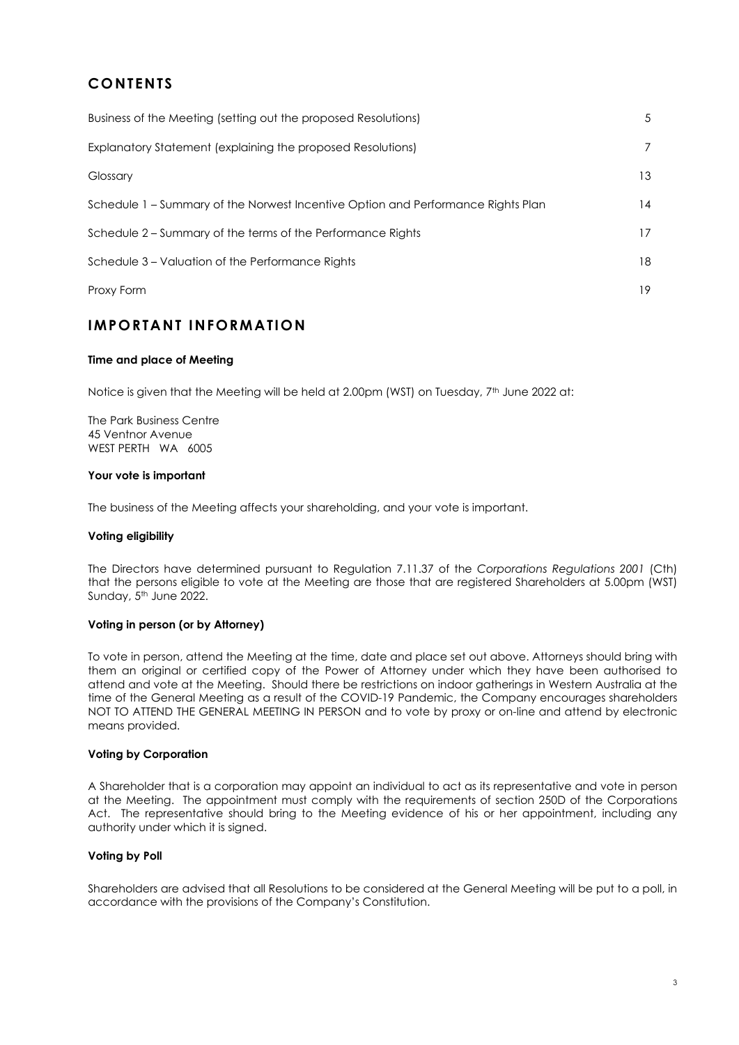# CONTENTS

| | |
|---|---|
| Business of the Meeting (setting out the proposed Resolutions) | 5 |
| Explanatory Statement (explaining the proposed Resolutions) | 7 |
| Glossary | 13 |
| Schedule 1 – Summary of the Norwest Incentive Option and Performance Rights Plan | 14 |
| Schedule 2 – Summary of the terms of the Performance Rights | 17 |
| Schedule 3 – Valuation of the Performance Rights | 18 |
| Proxy Form | 19 |

# IMPORTANT INFORMATION

### Time and place of Meeting

Notice is given that the Meeting will be held at 2.00pm (WST) on Tuesday, 7th June 2022 at:

The Park Business Centre
45 Ventnor Avenue
WEST PERTH WA 6005

### Your vote is important

The business of the Meeting affects your shareholding, and your vote is important.

### Voting eligibility

The Directors have determined pursuant to Regulation 7.11.37 of the *Corporations Regulations 2001* (Cth) that the persons eligible to vote at the Meeting are those that are registered Shareholders at 5.00pm (WST) Sunday, 5th June 2022.

### Voting in person (or by Attorney)

To vote in person, attend the Meeting at the time, date and place set out above. Attorneys should bring with them an original or certified copy of the Power of Attorney under which they have been authorised to attend and vote at the Meeting. Should there be restrictions on indoor gatherings in Western Australia at the time of the General Meeting as a result of the COVID-19 Pandemic, the Company encourages shareholders NOT TO ATTEND THE GENERAL MEETING IN PERSON and to vote by proxy or on-line and attend by electronic means provided.

### Voting by Corporation

A Shareholder that is a corporation may appoint an individual to act as its representative and vote in person at the Meeting. The appointment must comply with the requirements of section 250D of the Corporations Act. The representative should bring to the Meeting evidence of his or her appointment, including any authority under which it is signed.

### Voting by Poll

Shareholders are advised that all Resolutions to be considered at the General Meeting will be put to a poll, in accordance with the provisions of the Company's Constitution.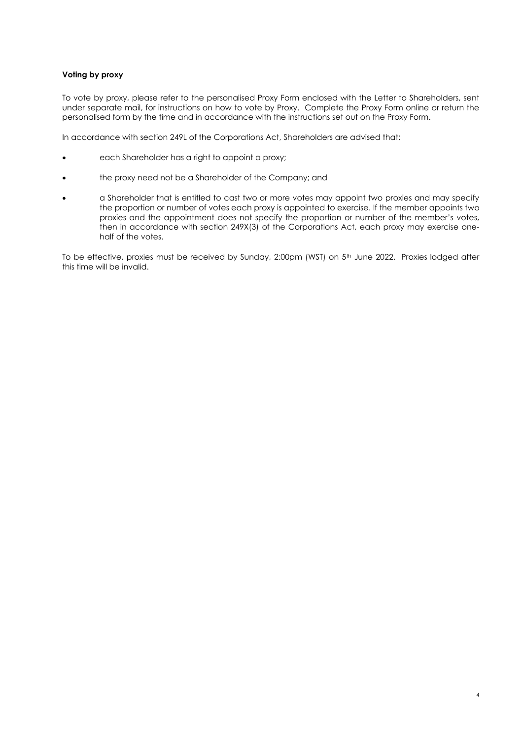**Voting by proxy**

To vote by proxy, please refer to the personalised Proxy Form enclosed with the Letter to Shareholders, sent under separate mail, for instructions on how to vote by Proxy. Complete the Proxy Form online or return the personalised form by the time and in accordance with the instructions set out on the Proxy Form.

In accordance with section 249L of the Corporations Act, Shareholders are advised that:

- each Shareholder has a right to appoint a proxy;
- the proxy need not be a Shareholder of the Company; and
- a Shareholder that is entitled to cast two or more votes may appoint two proxies and may specify the proportion or number of votes each proxy is appointed to exercise. If the member appoints two proxies and the appointment does not specify the proportion or number of the member's votes, then in accordance with section 249X(3) of the Corporations Act, each proxy may exercise one-half of the votes.

To be effective, proxies must be received by Sunday, 2:00pm (WST) on 5th June 2022. Proxies lodged after this time will be invalid.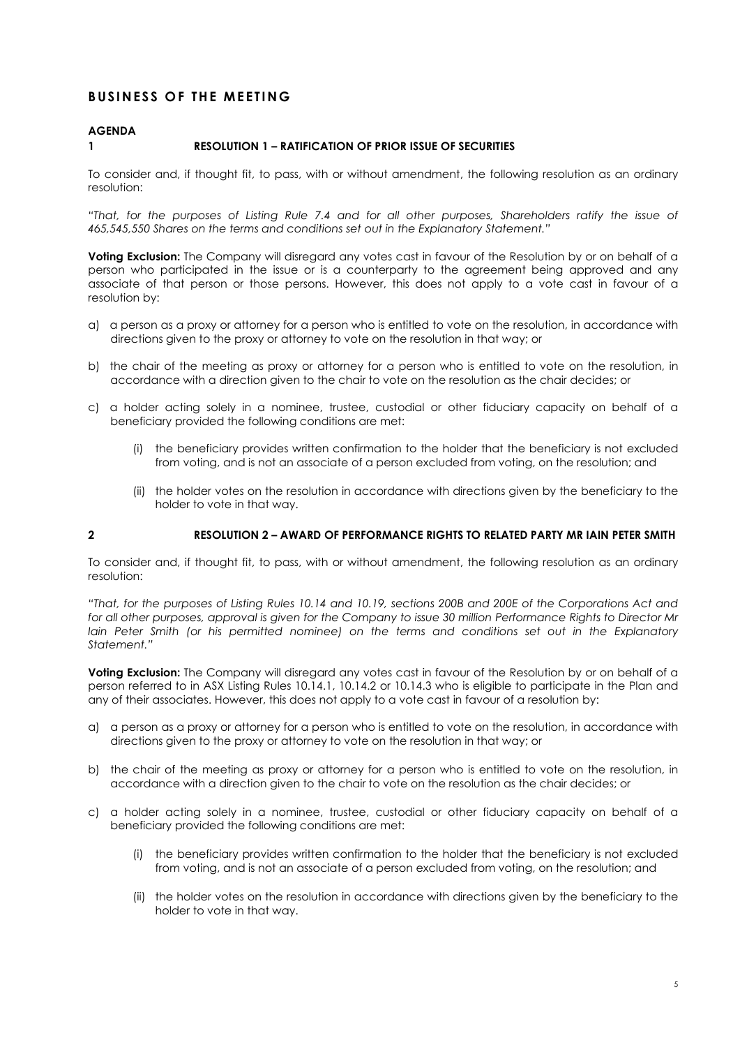## BUSINESS OF THE MEETING

### AGENDA

### 1 RESOLUTION 1 – RATIFICATION OF PRIOR ISSUE OF SECURITIES

To consider and, if thought fit, to pass, with or without amendment, the following resolution as an ordinary resolution:

*"That, for the purposes of Listing Rule 7.4 and for all other purposes, Shareholders ratify the issue of 465,545,550 Shares on the terms and conditions set out in the Explanatory Statement."*

**Voting Exclusion:** The Company will disregard any votes cast in favour of the Resolution by or on behalf of a person who participated in the issue or is a counterparty to the agreement being approved and any associate of that person or those persons. However, this does not apply to a vote cast in favour of a resolution by:

a) a person as a proxy or attorney for a person who is entitled to vote on the resolution, in accordance with directions given to the proxy or attorney to vote on the resolution in that way; or

b) the chair of the meeting as proxy or attorney for a person who is entitled to vote on the resolution, in accordance with a direction given to the chair to vote on the resolution as the chair decides; or

c) a holder acting solely in a nominee, trustee, custodial or other fiduciary capacity on behalf of a beneficiary provided the following conditions are met:

   (i) the beneficiary provides written confirmation to the holder that the beneficiary is not excluded from voting, and is not an associate of a person excluded from voting, on the resolution; and

   (ii) the holder votes on the resolution in accordance with directions given by the beneficiary to the holder to vote in that way.

### 2 RESOLUTION 2 – AWARD OF PERFORMANCE RIGHTS TO RELATED PARTY MR IAIN PETER SMITH

To consider and, if thought fit, to pass, with or without amendment, the following resolution as an ordinary resolution:

*"That, for the purposes of Listing Rules 10.14 and 10.19, sections 200B and 200E of the Corporations Act and for all other purposes, approval is given for the Company to issue 30 million Performance Rights to Director Mr Iain Peter Smith (or his permitted nominee) on the terms and conditions set out in the Explanatory Statement."*

**Voting Exclusion:** The Company will disregard any votes cast in favour of the Resolution by or on behalf of a person referred to in ASX Listing Rules 10.14.1, 10.14.2 or 10.14.3 who is eligible to participate in the Plan and any of their associates. However, this does not apply to a vote cast in favour of a resolution by:

a) a person as a proxy or attorney for a person who is entitled to vote on the resolution, in accordance with directions given to the proxy or attorney to vote on the resolution in that way; or

b) the chair of the meeting as proxy or attorney for a person who is entitled to vote on the resolution, in accordance with a direction given to the chair to vote on the resolution as the chair decides; or

c) a holder acting solely in a nominee, trustee, custodial or other fiduciary capacity on behalf of a beneficiary provided the following conditions are met:

   (i) the beneficiary provides written confirmation to the holder that the beneficiary is not excluded from voting, and is not an associate of a person excluded from voting, on the resolution; and

   (ii) the holder votes on the resolution in accordance with directions given by the beneficiary to the holder to vote in that way.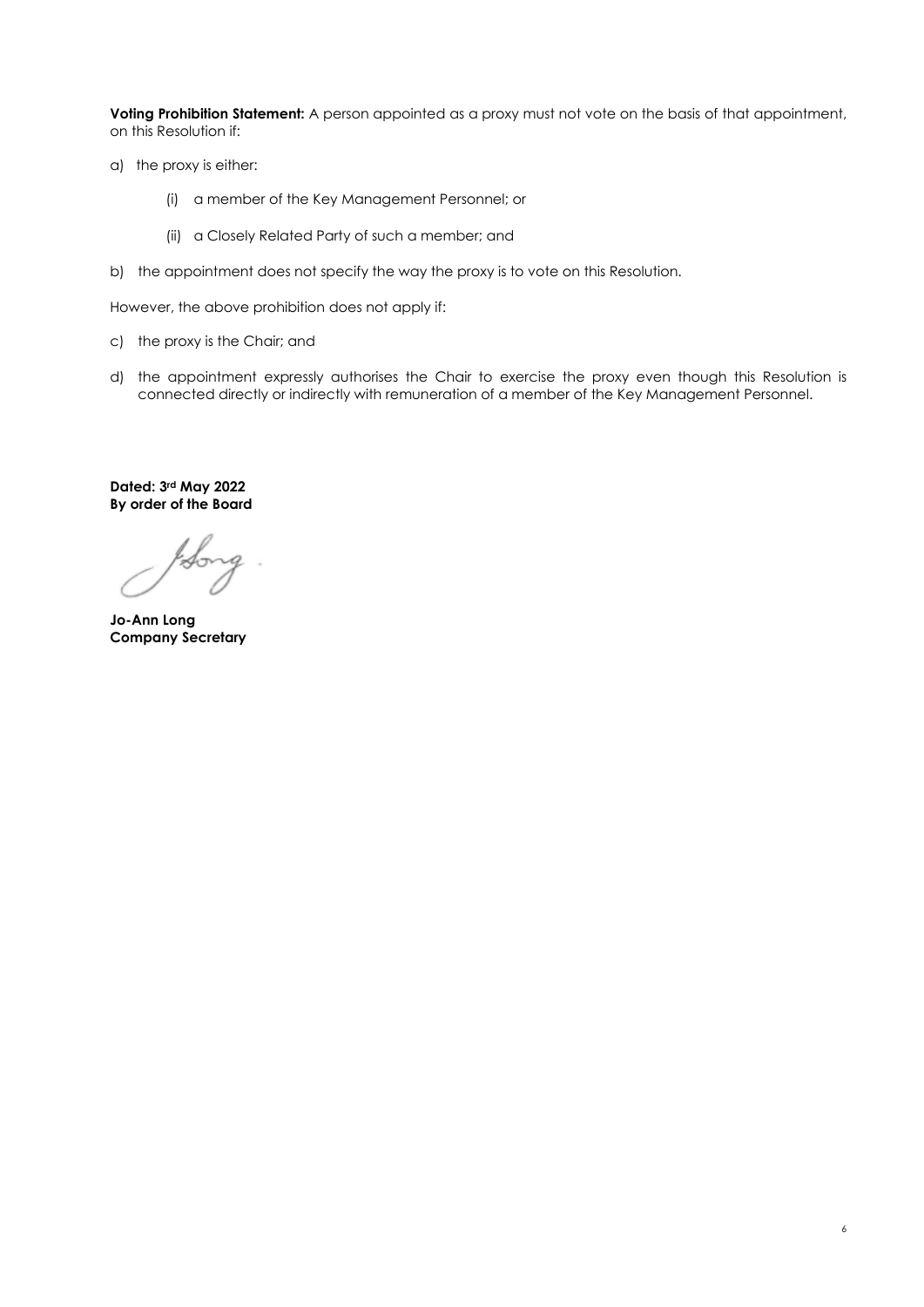**Voting Prohibition Statement:** A person appointed as a proxy must not vote on the basis of that appointment, on this Resolution if:

a) the proxy is either:

   (i) a member of the Key Management Personnel; or

   (ii) a Closely Related Party of such a member; and

b) the appointment does not specify the way the proxy is to vote on this Resolution.

However, the above prohibition does not apply if:

c) the proxy is the Chair; and

d) the appointment expressly authorises the Chair to exercise the proxy even though this Resolution is connected directly or indirectly with remuneration of a member of the Key Management Personnel.

**Dated: 3rd May 2022**
**By order of the Board**

**Jo-Ann Long**
**Company Secretary**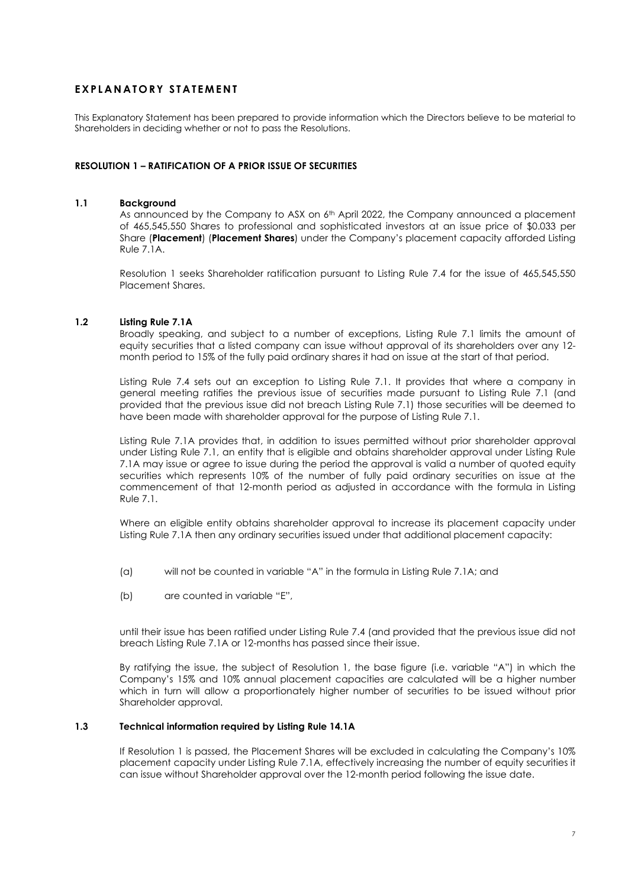# EXPLANATORY STATEMENT

This Explanatory Statement has been prepared to provide information which the Directors believe to be material to Shareholders in deciding whether or not to pass the Resolutions.

## RESOLUTION 1 – RATIFICATION OF A PRIOR ISSUE OF SECURITIES

### 1.1 Background

As announced by the Company to ASX on 6th April 2022, the Company announced a placement of 465,545,550 Shares to professional and sophisticated investors at an issue price of $0.033 per Share (**Placement**) (**Placement Shares**) under the Company's placement capacity afforded Listing Rule 7.1A.

Resolution 1 seeks Shareholder ratification pursuant to Listing Rule 7.4 for the issue of 465,545,550 Placement Shares.

### 1.2 Listing Rule 7.1A

Broadly speaking, and subject to a number of exceptions, Listing Rule 7.1 limits the amount of equity securities that a listed company can issue without approval of its shareholders over any 12-month period to 15% of the fully paid ordinary shares it had on issue at the start of that period.

Listing Rule 7.4 sets out an exception to Listing Rule 7.1. It provides that where a company in general meeting ratifies the previous issue of securities made pursuant to Listing Rule 7.1 (and provided that the previous issue did not breach Listing Rule 7.1) those securities will be deemed to have been made with shareholder approval for the purpose of Listing Rule 7.1.

Listing Rule 7.1A provides that, in addition to issues permitted without prior shareholder approval under Listing Rule 7.1, an entity that is eligible and obtains shareholder approval under Listing Rule 7.1A may issue or agree to issue during the period the approval is valid a number of quoted equity securities which represents 10% of the number of fully paid ordinary securities on issue at the commencement of that 12-month period as adjusted in accordance with the formula in Listing Rule 7.1.

Where an eligible entity obtains shareholder approval to increase its placement capacity under Listing Rule 7.1A then any ordinary securities issued under that additional placement capacity:

(a) will not be counted in variable "A" in the formula in Listing Rule 7.1A; and

(b) are counted in variable "E",

until their issue has been ratified under Listing Rule 7.4 (and provided that the previous issue did not breach Listing Rule 7.1A or 12-months has passed since their issue.

By ratifying the issue, the subject of Resolution 1, the base figure (i.e. variable "A") in which the Company's 15% and 10% annual placement capacities are calculated will be a higher number which in turn will allow a proportionately higher number of securities to be issued without prior Shareholder approval.

### 1.3 Technical information required by Listing Rule 14.1A

If Resolution 1 is passed, the Placement Shares will be excluded in calculating the Company's 10% placement capacity under Listing Rule 7.1A, effectively increasing the number of equity securities it can issue without Shareholder approval over the 12-month period following the issue date.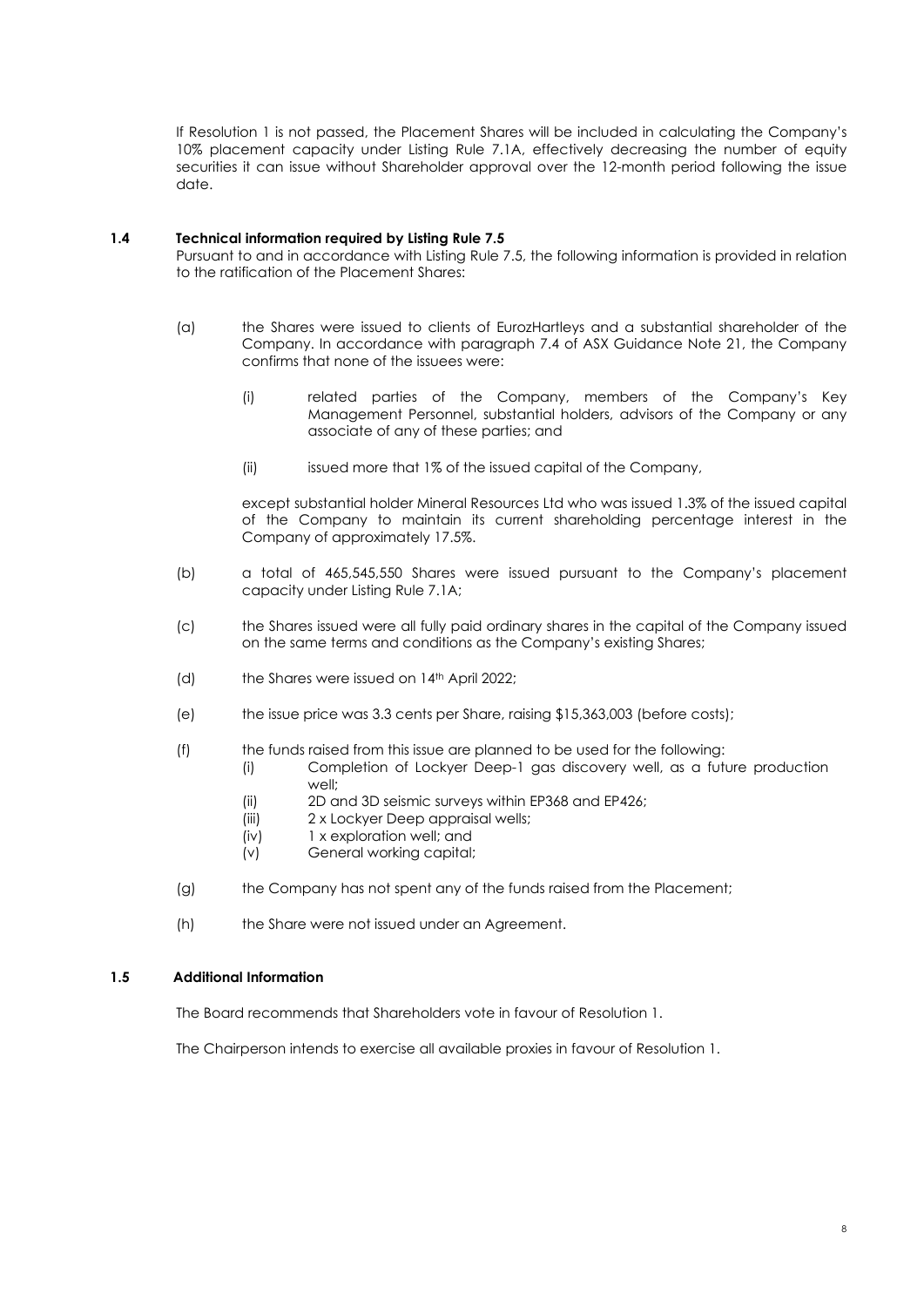If Resolution 1 is not passed, the Placement Shares will be included in calculating the Company's 10% placement capacity under Listing Rule 7.1A, effectively decreasing the number of equity securities it can issue without Shareholder approval over the 12-month period following the issue date.

### 1.4 Technical information required by Listing Rule 7.5

Pursuant to and in accordance with Listing Rule 7.5, the following information is provided in relation to the ratification of the Placement Shares:

(a) the Shares were issued to clients of EurozHartleys and a substantial shareholder of the Company. In accordance with paragraph 7.4 of ASX Guidance Note 21, the Company confirms that none of the issuees were:

   (i) related parties of the Company, members of the Company's Key Management Personnel, substantial holders, advisors of the Company or any associate of any of these parties; and

   (ii) issued more that 1% of the issued capital of the Company,

   except substantial holder Mineral Resources Ltd who was issued 1.3% of the issued capital of the Company to maintain its current shareholding percentage interest in the Company of approximately 17.5%.

(b) a total of 465,545,550 Shares were issued pursuant to the Company's placement capacity under Listing Rule 7.1A;

(c) the Shares issued were all fully paid ordinary shares in the capital of the Company issued on the same terms and conditions as the Company's existing Shares;

(d) the Shares were issued on 14th April 2022;

(e) the issue price was 3.3 cents per Share, raising $15,363,003 (before costs);

(f) the funds raised from this issue are planned to be used for the following:

   (i) Completion of Lockyer Deep-1 gas discovery well, as a future production well;
   (ii) 2D and 3D seismic surveys within EP368 and EP426;
   (iii) 2 x Lockyer Deep appraisal wells;
   (iv) 1 x exploration well; and
   (v) General working capital;

(g) the Company has not spent any of the funds raised from the Placement;

(h) the Share were not issued under an Agreement.

### 1.5 Additional Information

The Board recommends that Shareholders vote in favour of Resolution 1.

The Chairperson intends to exercise all available proxies in favour of Resolution 1.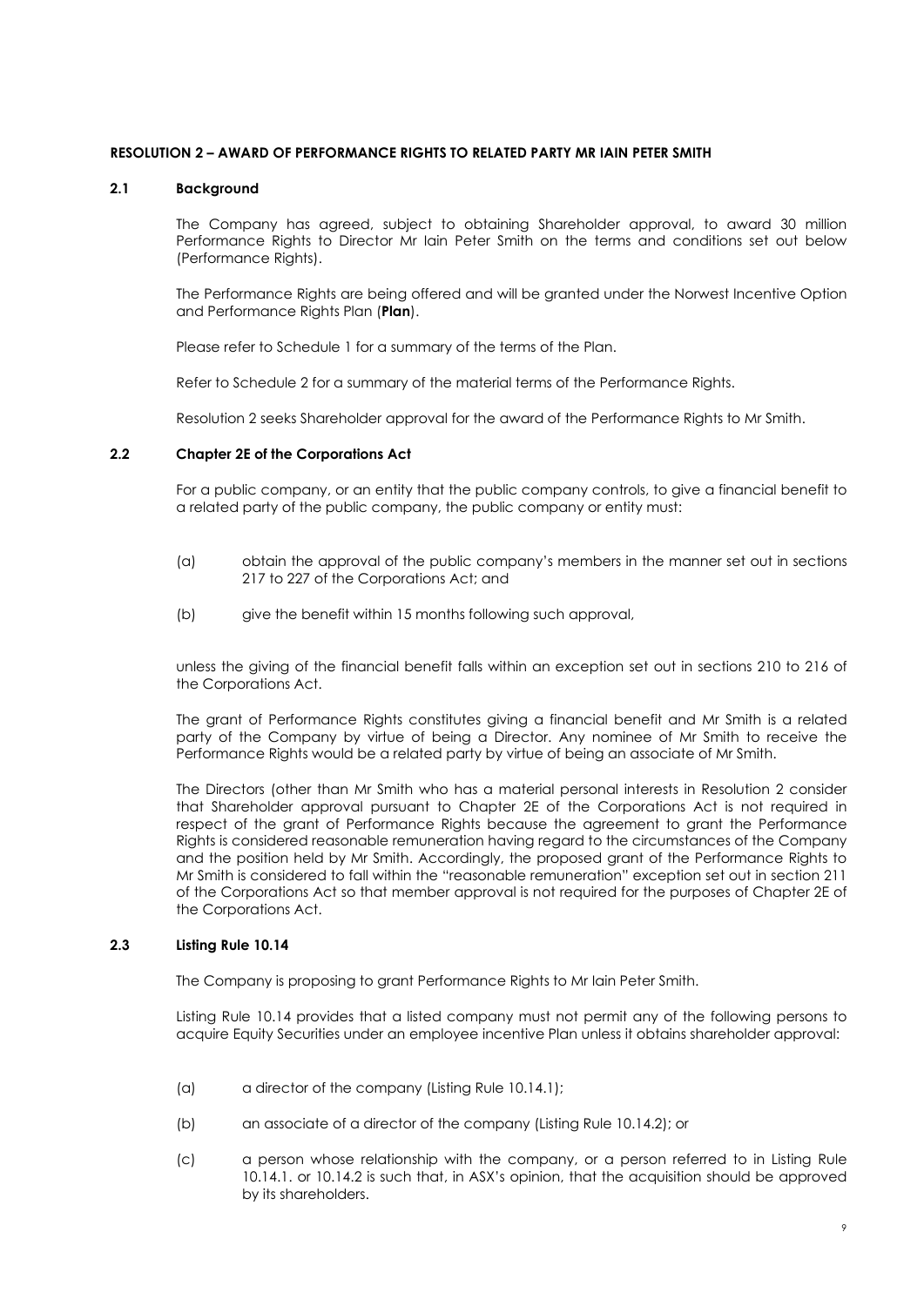**RESOLUTION 2 – AWARD OF PERFORMANCE RIGHTS TO RELATED PARTY MR IAIN PETER SMITH**

**2.1 Background**

The Company has agreed, subject to obtaining Shareholder approval, to award 30 million Performance Rights to Director Mr Iain Peter Smith on the terms and conditions set out below (Performance Rights).

The Performance Rights are being offered and will be granted under the Norwest Incentive Option and Performance Rights Plan (**Plan**).

Please refer to Schedule 1 for a summary of the terms of the Plan.

Refer to Schedule 2 for a summary of the material terms of the Performance Rights.

Resolution 2 seeks Shareholder approval for the award of the Performance Rights to Mr Smith.

**2.2 Chapter 2E of the Corporations Act**

For a public company, or an entity that the public company controls, to give a financial benefit to a related party of the public company, the public company or entity must:

(a) obtain the approval of the public company's members in the manner set out in sections 217 to 227 of the Corporations Act; and

(b) give the benefit within 15 months following such approval,

unless the giving of the financial benefit falls within an exception set out in sections 210 to 216 of the Corporations Act.

The grant of Performance Rights constitutes giving a financial benefit and Mr Smith is a related party of the Company by virtue of being a Director. Any nominee of Mr Smith to receive the Performance Rights would be a related party by virtue of being an associate of Mr Smith.

The Directors (other than Mr Smith who has a material personal interests in Resolution 2 consider that Shareholder approval pursuant to Chapter 2E of the Corporations Act is not required in respect of the grant of Performance Rights because the agreement to grant the Performance Rights is considered reasonable remuneration having regard to the circumstances of the Company and the position held by Mr Smith. Accordingly, the proposed grant of the Performance Rights to Mr Smith is considered to fall within the "reasonable remuneration" exception set out in section 211 of the Corporations Act so that member approval is not required for the purposes of Chapter 2E of the Corporations Act.

**2.3 Listing Rule 10.14**

The Company is proposing to grant Performance Rights to Mr Iain Peter Smith.

Listing Rule 10.14 provides that a listed company must not permit any of the following persons to acquire Equity Securities under an employee incentive Plan unless it obtains shareholder approval:

(a) a director of the company (Listing Rule 10.14.1);

(b) an associate of a director of the company (Listing Rule 10.14.2); or

(c) a person whose relationship with the company, or a person referred to in Listing Rule 10.14.1. or 10.14.2 is such that, in ASX's opinion, that the acquisition should be approved by its shareholders.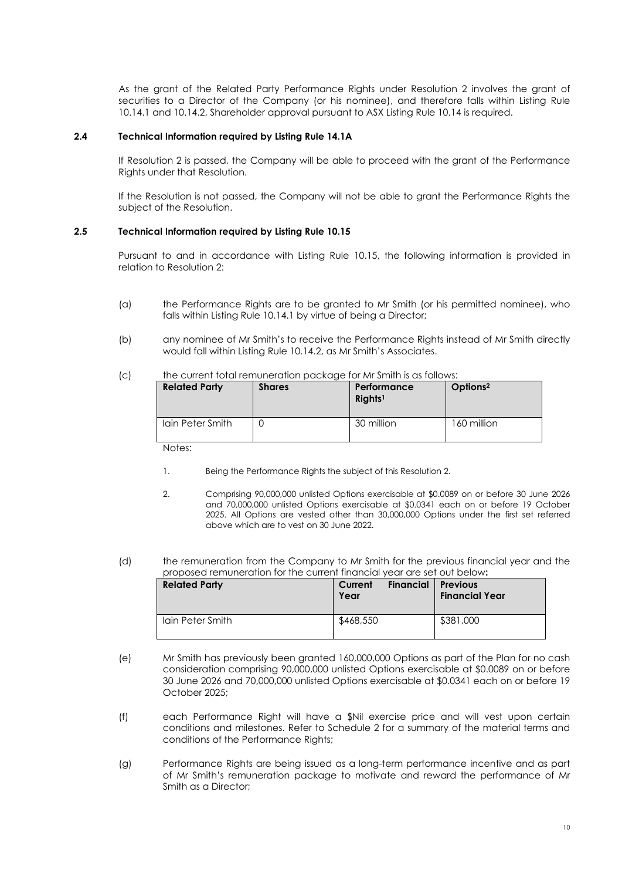As the grant of the Related Party Performance Rights under Resolution 2 involves the grant of securities to a Director of the Company (or his nominee), and therefore falls within Listing Rule 10.14.1 and 10.14.2, Shareholder approval pursuant to ASX Listing Rule 10.14 is required.

### 2.4 Technical Information required by Listing Rule 14.1A

If Resolution 2 is passed, the Company will be able to proceed with the grant of the Performance Rights under that Resolution.

If the Resolution is not passed, the Company will not be able to grant the Performance Rights the subject of the Resolution.

### 2.5 Technical Information required by Listing Rule 10.15

Pursuant to and in accordance with Listing Rule 10.15, the following information is provided in relation to Resolution 2:

(a) the Performance Rights are to be granted to Mr Smith (or his permitted nominee), who falls within Listing Rule 10.14.1 by virtue of being a Director;

(b) any nominee of Mr Smith's to receive the Performance Rights instead of Mr Smith directly would fall within Listing Rule 10.14.2, as Mr Smith's Associates.

(c) the current total remuneration package for Mr Smith is as follows:

| Related Party | Shares | Performance Rights[1] | Options[2] |
|---|---|---|---|
| Iain Peter Smith | 0 | 30 million | 160 million |

Notes:

1. Being the Performance Rights the subject of this Resolution 2.
2. Comprising 90,000,000 unlisted Options exercisable at $0.0089 on or before 30 June 2026 and 70,000,000 unlisted Options exercisable at $0.0341 each on or before 19 October 2025. All Options are vested other than 30,000,000 Options under the first set referred above which are to vest on 30 June 2022.

(d) the remuneration from the Company to Mr Smith for the previous financial year and the proposed remuneration for the current financial year are set out below**:**

| Related Party | Current Financial Year | Previous Financial Year |
|---|---|---|
| Iain Peter Smith | $468,550 | $381,000 |

(e) Mr Smith has previously been granted 160,000,000 Options as part of the Plan for no cash consideration comprising 90,000,000 unlisted Options exercisable at $0.0089 on or before 30 June 2026 and 70,000,000 unlisted Options exercisable at $0.0341 each on or before 19 October 2025;

(f) each Performance Right will have a $Nil exercise price and will vest upon certain conditions and milestones. Refer to Schedule 2 for a summary of the material terms and conditions of the Performance Rights;

(g) Performance Rights are being issued as a long-term performance incentive and as part of Mr Smith's remuneration package to motivate and reward the performance of Mr Smith as a Director;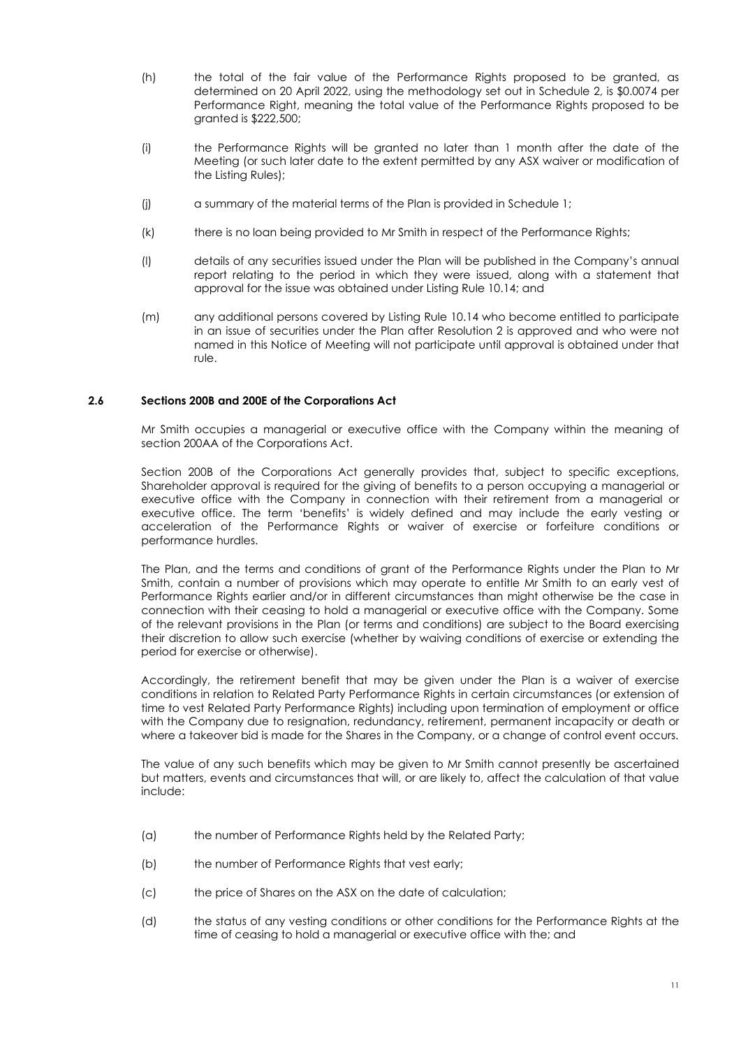(h) the total of the fair value of the Performance Rights proposed to be granted, as determined on 20 April 2022, using the methodology set out in Schedule 2, is $0.0074 per Performance Right, meaning the total value of the Performance Rights proposed to be granted is $222,500;

(i) the Performance Rights will be granted no later than 1 month after the date of the Meeting (or such later date to the extent permitted by any ASX waiver or modification of the Listing Rules);

(j) a summary of the material terms of the Plan is provided in Schedule 1;

(k) there is no loan being provided to Mr Smith in respect of the Performance Rights;

(l) details of any securities issued under the Plan will be published in the Company's annual report relating to the period in which they were issued, along with a statement that approval for the issue was obtained under Listing Rule 10.14; and

(m) any additional persons covered by Listing Rule 10.14 who become entitled to participate in an issue of securities under the Plan after Resolution 2 is approved and who were not named in this Notice of Meeting will not participate until approval is obtained under that rule.

### 2.6 Sections 200B and 200E of the Corporations Act

Mr Smith occupies a managerial or executive office with the Company within the meaning of section 200AA of the Corporations Act.

Section 200B of the Corporations Act generally provides that, subject to specific exceptions, Shareholder approval is required for the giving of benefits to a person occupying a managerial or executive office with the Company in connection with their retirement from a managerial or executive office. The term 'benefits' is widely defined and may include the early vesting or acceleration of the Performance Rights or waiver of exercise or forfeiture conditions or performance hurdles.

The Plan, and the terms and conditions of grant of the Performance Rights under the Plan to Mr Smith, contain a number of provisions which may operate to entitle Mr Smith to an early vest of Performance Rights earlier and/or in different circumstances than might otherwise be the case in connection with their ceasing to hold a managerial or executive office with the Company. Some of the relevant provisions in the Plan (or terms and conditions) are subject to the Board exercising their discretion to allow such exercise (whether by waiving conditions of exercise or extending the period for exercise or otherwise).

Accordingly, the retirement benefit that may be given under the Plan is a waiver of exercise conditions in relation to Related Party Performance Rights in certain circumstances (or extension of time to vest Related Party Performance Rights) including upon termination of employment or office with the Company due to resignation, redundancy, retirement, permanent incapacity or death or where a takeover bid is made for the Shares in the Company, or a change of control event occurs.

The value of any such benefits which may be given to Mr Smith cannot presently be ascertained but matters, events and circumstances that will, or are likely to, affect the calculation of that value include:

(a) the number of Performance Rights held by the Related Party;

(b) the number of Performance Rights that vest early;

(c) the price of Shares on the ASX on the date of calculation;

(d) the status of any vesting conditions or other conditions for the Performance Rights at the time of ceasing to hold a managerial or executive office with the; and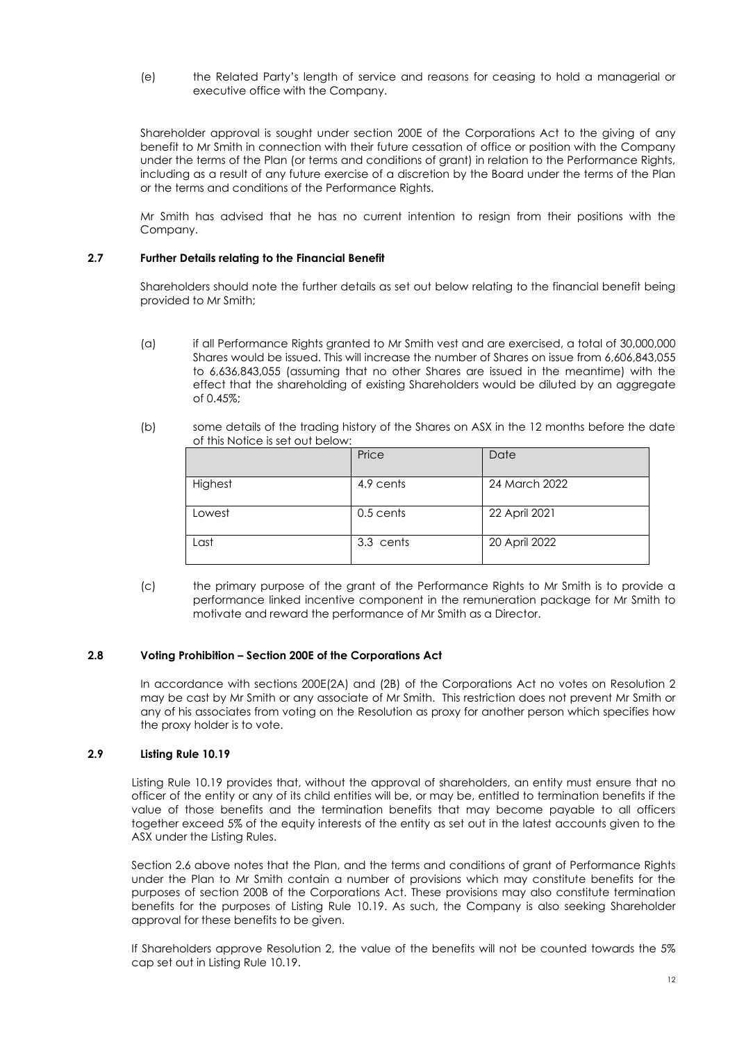(e) the Related Party's length of service and reasons for ceasing to hold a managerial or executive office with the Company.

Shareholder approval is sought under section 200E of the Corporations Act to the giving of any benefit to Mr Smith in connection with their future cessation of office or position with the Company under the terms of the Plan (or terms and conditions of grant) in relation to the Performance Rights, including as a result of any future exercise of a discretion by the Board under the terms of the Plan or the terms and conditions of the Performance Rights.

Mr Smith has advised that he has no current intention to resign from their positions with the Company.

### 2.7 Further Details relating to the Financial Benefit

Shareholders should note the further details as set out below relating to the financial benefit being provided to Mr Smith;

(a) if all Performance Rights granted to Mr Smith vest and are exercised, a total of 30,000,000 Shares would be issued. This will increase the number of Shares on issue from 6,606,843,055 to 6,636,843,055 (assuming that no other Shares are issued in the meantime) with the effect that the shareholding of existing Shareholders would be diluted by an aggregate of 0.45%;

(b) some details of the trading history of the Shares on ASX in the 12 months before the date of this Notice is set out below:

| | Price | Date |
|---|---|---|
| Highest | 4.9 cents | 24 March 2022 |
| Lowest | 0.5 cents | 22 April 2021 |
| Last | 3.3 cents | 20 April 2022 |

(c) the primary purpose of the grant of the Performance Rights to Mr Smith is to provide a performance linked incentive component in the remuneration package for Mr Smith to motivate and reward the performance of Mr Smith as a Director.

### 2.8 Voting Prohibition – Section 200E of the Corporations Act

In accordance with sections 200E(2A) and (2B) of the Corporations Act no votes on Resolution 2 may be cast by Mr Smith or any associate of Mr Smith. This restriction does not prevent Mr Smith or any of his associates from voting on the Resolution as proxy for another person which specifies how the proxy holder is to vote.

### 2.9 Listing Rule 10.19

Listing Rule 10.19 provides that, without the approval of shareholders, an entity must ensure that no officer of the entity or any of its child entities will be, or may be, entitled to termination benefits if the value of those benefits and the termination benefits that may become payable to all officers together exceed 5% of the equity interests of the entity as set out in the latest accounts given to the ASX under the Listing Rules.

Section 2.6 above notes that the Plan, and the terms and conditions of grant of Performance Rights under the Plan to Mr Smith contain a number of provisions which may constitute benefits for the purposes of section 200B of the Corporations Act. These provisions may also constitute termination benefits for the purposes of Listing Rule 10.19. As such, the Company is also seeking Shareholder approval for these benefits to be given.

If Shareholders approve Resolution 2, the value of the benefits will not be counted towards the 5% cap set out in Listing Rule 10.19.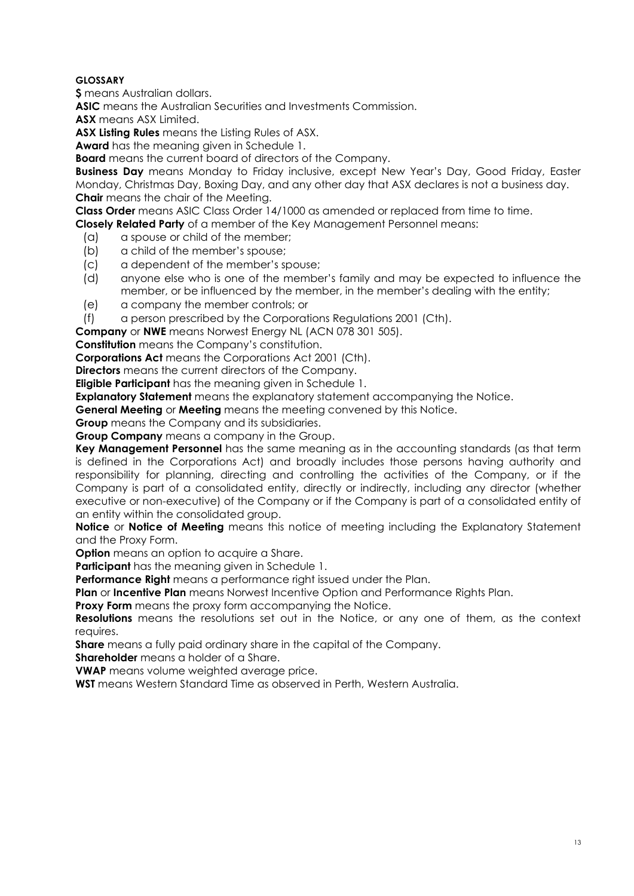**GLOSSARY**

**$** means Australian dollars.

**ASIC** means the Australian Securities and Investments Commission.

**ASX** means ASX Limited.

**ASX Listing Rules** means the Listing Rules of ASX.

**Award** has the meaning given in Schedule 1.

**Board** means the current board of directors of the Company.

**Business Day** means Monday to Friday inclusive, except New Year's Day, Good Friday, Easter Monday, Christmas Day, Boxing Day, and any other day that ASX declares is not a business day.

**Chair** means the chair of the Meeting.

**Class Order** means ASIC Class Order 14/1000 as amended or replaced from time to time.

**Closely Related Party** of a member of the Key Management Personnel means:

(a) a spouse or child of the member;
(b) a child of the member's spouse;
(c) a dependent of the member's spouse;
(d) anyone else who is one of the member's family and may be expected to influence the member, or be influenced by the member, in the member's dealing with the entity;
(e) a company the member controls; or
(f) a person prescribed by the Corporations Regulations 2001 (Cth).

**Company** or **NWE** means Norwest Energy NL (ACN 078 301 505).

**Constitution** means the Company's constitution.

**Corporations Act** means the Corporations Act 2001 (Cth).

**Directors** means the current directors of the Company.

**Eligible Participant** has the meaning given in Schedule 1.

**Explanatory Statement** means the explanatory statement accompanying the Notice.

**General Meeting** or **Meeting** means the meeting convened by this Notice.

**Group** means the Company and its subsidiaries.

**Group Company** means a company in the Group.

**Key Management Personnel** has the same meaning as in the accounting standards (as that term is defined in the Corporations Act) and broadly includes those persons having authority and responsibility for planning, directing and controlling the activities of the Company, or if the Company is part of a consolidated entity, directly or indirectly, including any director (whether executive or non-executive) of the Company or if the Company is part of a consolidated entity of an entity within the consolidated group.

**Notice** or **Notice of Meeting** means this notice of meeting including the Explanatory Statement and the Proxy Form.

**Option** means an option to acquire a Share.

**Participant** has the meaning given in Schedule 1.

**Performance Right** means a performance right issued under the Plan.

**Plan** or **Incentive Plan** means Norwest Incentive Option and Performance Rights Plan.

**Proxy Form** means the proxy form accompanying the Notice.

**Resolutions** means the resolutions set out in the Notice, or any one of them, as the context requires.

**Share** means a fully paid ordinary share in the capital of the Company.

**Shareholder** means a holder of a Share.

**VWAP** means volume weighted average price.

**WST** means Western Standard Time as observed in Perth, Western Australia.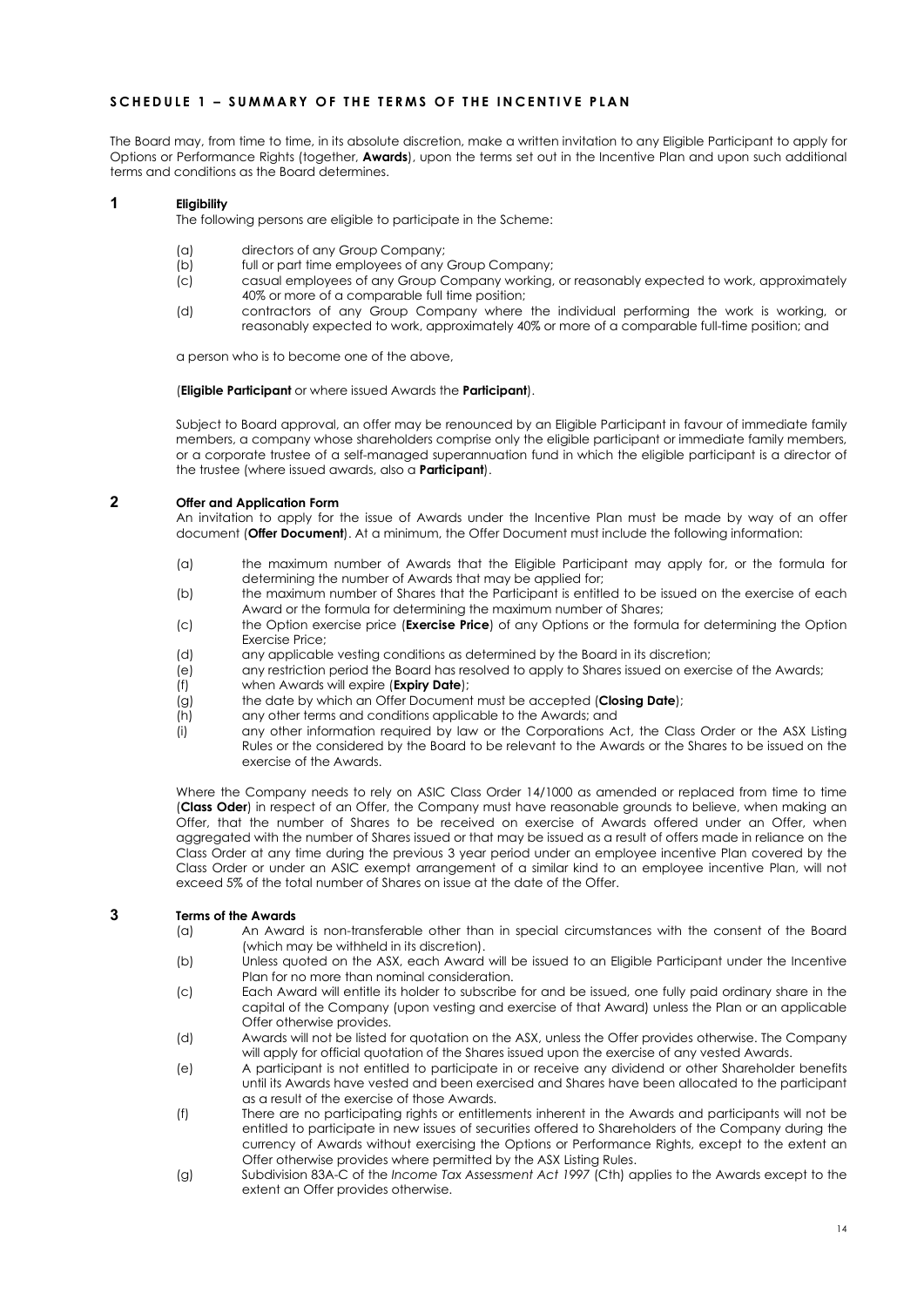## SCHEDULE 1 – SUMMARY OF THE TERMS OF THE INCENTIVE PLAN

The Board may, from time to time, in its absolute discretion, make a written invitation to any Eligible Participant to apply for Options or Performance Rights (together, **Awards**), upon the terms set out in the Incentive Plan and upon such additional terms and conditions as the Board determines.

### 1 Eligibility

The following persons are eligible to participate in the Scheme:

(a) directors of any Group Company;

(b) full or part time employees of any Group Company;

(c) casual employees of any Group Company working, or reasonably expected to work, approximately 40% or more of a comparable full time position;

(d) contractors of any Group Company where the individual performing the work is working, or reasonably expected to work, approximately 40% or more of a comparable full-time position; and

a person who is to become one of the above,

(**Eligible Participant** or where issued Awards the **Participant**).

Subject to Board approval, an offer may be renounced by an Eligible Participant in favour of immediate family members, a company whose shareholders comprise only the eligible participant or immediate family members, or a corporate trustee of a self-managed superannuation fund in which the eligible participant is a director of the trustee (where issued awards, also a **Participant**).

### 2 Offer and Application Form

An invitation to apply for the issue of Awards under the Incentive Plan must be made by way of an offer document (**Offer Document**). At a minimum, the Offer Document must include the following information:

(a) the maximum number of Awards that the Eligible Participant may apply for, or the formula for determining the number of Awards that may be applied for;

(b) the maximum number of Shares that the Participant is entitled to be issued on the exercise of each Award or the formula for determining the maximum number of Shares;

(c) the Option exercise price (**Exercise Price**) of any Options or the formula for determining the Option Exercise Price;

(d) any applicable vesting conditions as determined by the Board in its discretion;

(e) any restriction period the Board has resolved to apply to Shares issued on exercise of the Awards;

(f) when Awards will expire (**Expiry Date**);

(g) the date by which an Offer Document must be accepted (**Closing Date**);

(h) any other terms and conditions applicable to the Awards; and

(i) any other information required by law or the Corporations Act, the Class Order or the ASX Listing Rules or the considered by the Board to be relevant to the Awards or the Shares to be issued on the exercise of the Awards.

Where the Company needs to rely on ASIC Class Order 14/1000 as amended or replaced from time to time (**Class Oder**) in respect of an Offer, the Company must have reasonable grounds to believe, when making an Offer, that the number of Shares to be received on exercise of Awards offered under an Offer, when aggregated with the number of Shares issued or that may be issued as a result of offers made in reliance on the Class Order at any time during the previous 3 year period under an employee incentive Plan covered by the Class Order or under an ASIC exempt arrangement of a similar kind to an employee incentive Plan, will not exceed 5% of the total number of Shares on issue at the date of the Offer.

### 3 Terms of the Awards

(a) An Award is non-transferable other than in special circumstances with the consent of the Board (which may be withheld in its discretion).

(b) Unless quoted on the ASX, each Award will be issued to an Eligible Participant under the Incentive Plan for no more than nominal consideration.

(c) Each Award will entitle its holder to subscribe for and be issued, one fully paid ordinary share in the capital of the Company (upon vesting and exercise of that Award) unless the Plan or an applicable Offer otherwise provides.

(d) Awards will not be listed for quotation on the ASX, unless the Offer provides otherwise. The Company will apply for official quotation of the Shares issued upon the exercise of any vested Awards.

(e) A participant is not entitled to participate in or receive any dividend or other Shareholder benefits until its Awards have vested and been exercised and Shares have been allocated to the participant as a result of the exercise of those Awards.

(f) There are no participating rights or entitlements inherent in the Awards and participants will not be entitled to participate in new issues of securities offered to Shareholders of the Company during the currency of Awards without exercising the Options or Performance Rights, except to the extent an Offer otherwise provides where permitted by the ASX Listing Rules.

(g) Subdivision 83A-C of the *Income Tax Assessment Act 1997* (Cth) applies to the Awards except to the extent an Offer provides otherwise.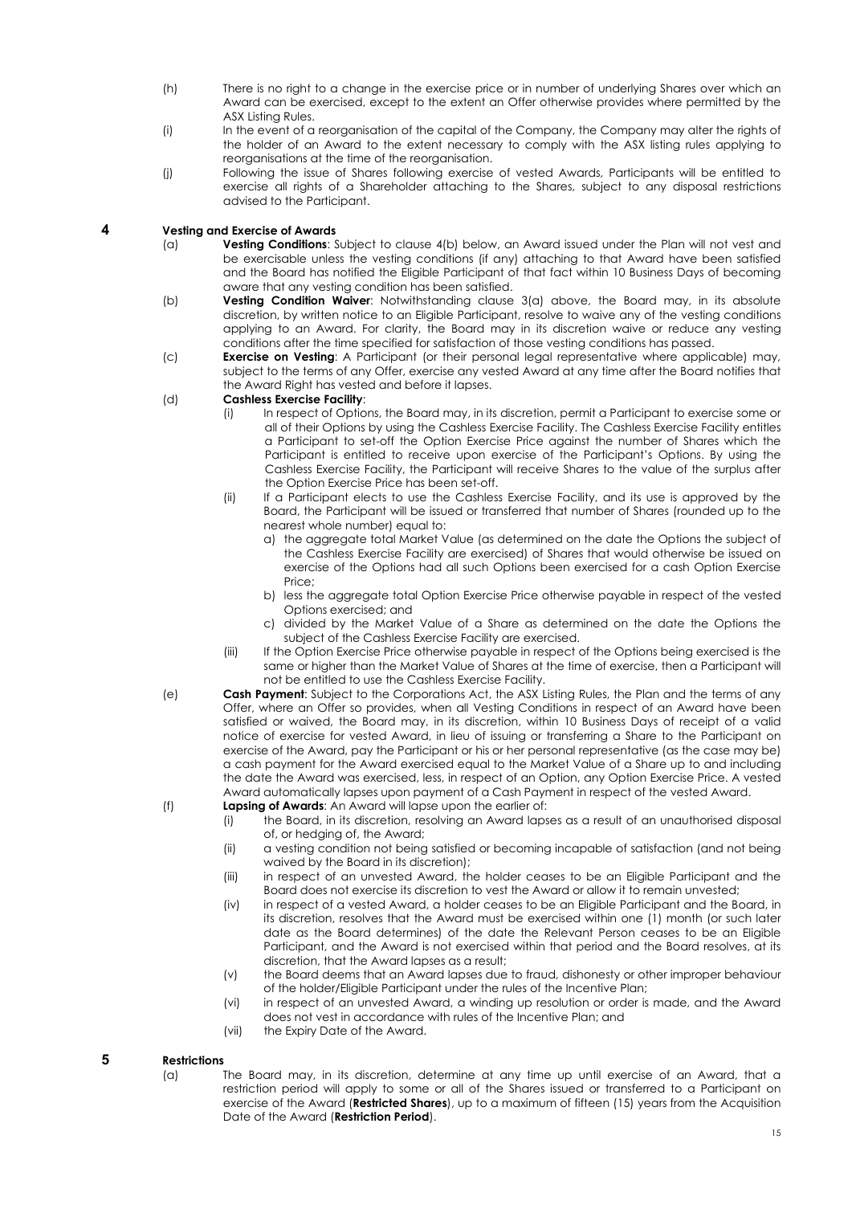(h) There is no right to a change in the exercise price or in number of underlying Shares over which an Award can be exercised, except to the extent an Offer otherwise provides where permitted by the ASX Listing Rules.

(i) In the event of a reorganisation of the capital of the Company, the Company may alter the rights of the holder of an Award to the extent necessary to comply with the ASX listing rules applying to reorganisations at the time of the reorganisation.

(j) Following the issue of Shares following exercise of vested Awards, Participants will be entitled to exercise all rights of a Shareholder attaching to the Shares, subject to any disposal restrictions advised to the Participant.

## 4 Vesting and Exercise of Awards

(a) **Vesting Conditions**: Subject to clause 4(b) below, an Award issued under the Plan will not vest and be exercisable unless the vesting conditions (if any) attaching to that Award have been satisfied and the Board has notified the Eligible Participant of that fact within 10 Business Days of becoming aware that any vesting condition has been satisfied.

(b) **Vesting Condition Waiver**: Notwithstanding clause 3(a) above, the Board may, in its absolute discretion, by written notice to an Eligible Participant, resolve to waive any of the vesting conditions applying to an Award. For clarity, the Board may in its discretion waive or reduce any vesting conditions after the time specified for satisfaction of those vesting conditions has passed.

(c) **Exercise on Vesting**: A Participant (or their personal legal representative where applicable) may, subject to the terms of any Offer, exercise any vested Award at any time after the Board notifies that the Award Right has vested and before it lapses.

(d) **Cashless Exercise Facility**:

(i) In respect of Options, the Board may, in its discretion, permit a Participant to exercise some or all of their Options by using the Cashless Exercise Facility. The Cashless Exercise Facility entitles a Participant to set-off the Option Exercise Price against the number of Shares which the Participant is entitled to receive upon exercise of the Participant's Options. By using the Cashless Exercise Facility, the Participant will receive Shares to the value of the surplus after the Option Exercise Price has been set-off.

(ii) If a Participant elects to use the Cashless Exercise Facility, and its use is approved by the Board, the Participant will be issued or transferred that number of Shares (rounded up to the nearest whole number) equal to:

a) the aggregate total Market Value (as determined on the date the Options the subject of the Cashless Exercise Facility are exercised) of Shares that would otherwise be issued on exercise of the Options had all such Options been exercised for a cash Option Exercise Price;

b) less the aggregate total Option Exercise Price otherwise payable in respect of the vested Options exercised; and

c) divided by the Market Value of a Share as determined on the date the Options the subject of the Cashless Exercise Facility are exercised.

(iii) If the Option Exercise Price otherwise payable in respect of the Options being exercised is the same or higher than the Market Value of Shares at the time of exercise, then a Participant will not be entitled to use the Cashless Exercise Facility.

(e) **Cash Payment**: Subject to the Corporations Act, the ASX Listing Rules, the Plan and the terms of any Offer, where an Offer so provides, when all Vesting Conditions in respect of an Award have been satisfied or waived, the Board may, in its discretion, within 10 Business Days of receipt of a valid notice of exercise for vested Award, in lieu of issuing or transferring a Share to the Participant on exercise of the Award, pay the Participant or his or her personal representative (as the case may be) a cash payment for the Award exercised equal to the Market Value of a Share up to and including the date the Award was exercised, less, in respect of an Option, any Option Exercise Price. A vested Award automatically lapses upon payment of a Cash Payment in respect of the vested Award.

(f) **Lapsing of Awards**: An Award will lapse upon the earlier of:

(i) the Board, in its discretion, resolving an Award lapses as a result of an unauthorised disposal of, or hedging of, the Award;

(ii) a vesting condition not being satisfied or becoming incapable of satisfaction (and not being waived by the Board in its discretion);

(iii) in respect of an unvested Award, the holder ceases to be an Eligible Participant and the Board does not exercise its discretion to vest the Award or allow it to remain unvested;

(iv) in respect of a vested Award, a holder ceases to be an Eligible Participant and the Board, in its discretion, resolves that the Award must be exercised within one (1) month (or such later date as the Board determines) of the date the Relevant Person ceases to be an Eligible Participant, and the Award is not exercised within that period and the Board resolves, at its discretion, that the Award lapses as a result;

(v) the Board deems that an Award lapses due to fraud, dishonesty or other improper behaviour of the holder/Eligible Participant under the rules of the Incentive Plan;

(vi) in respect of an unvested Award, a winding up resolution or order is made, and the Award does not vest in accordance with rules of the Incentive Plan; and

(vii) the Expiry Date of the Award.

## 5 Restrictions

(a) The Board may, in its discretion, determine at any time up until exercise of an Award, that a restriction period will apply to some or all of the Shares issued or transferred to a Participant on exercise of the Award (**Restricted Shares**), up to a maximum of fifteen (15) years from the Acquisition Date of the Award (**Restriction Period**).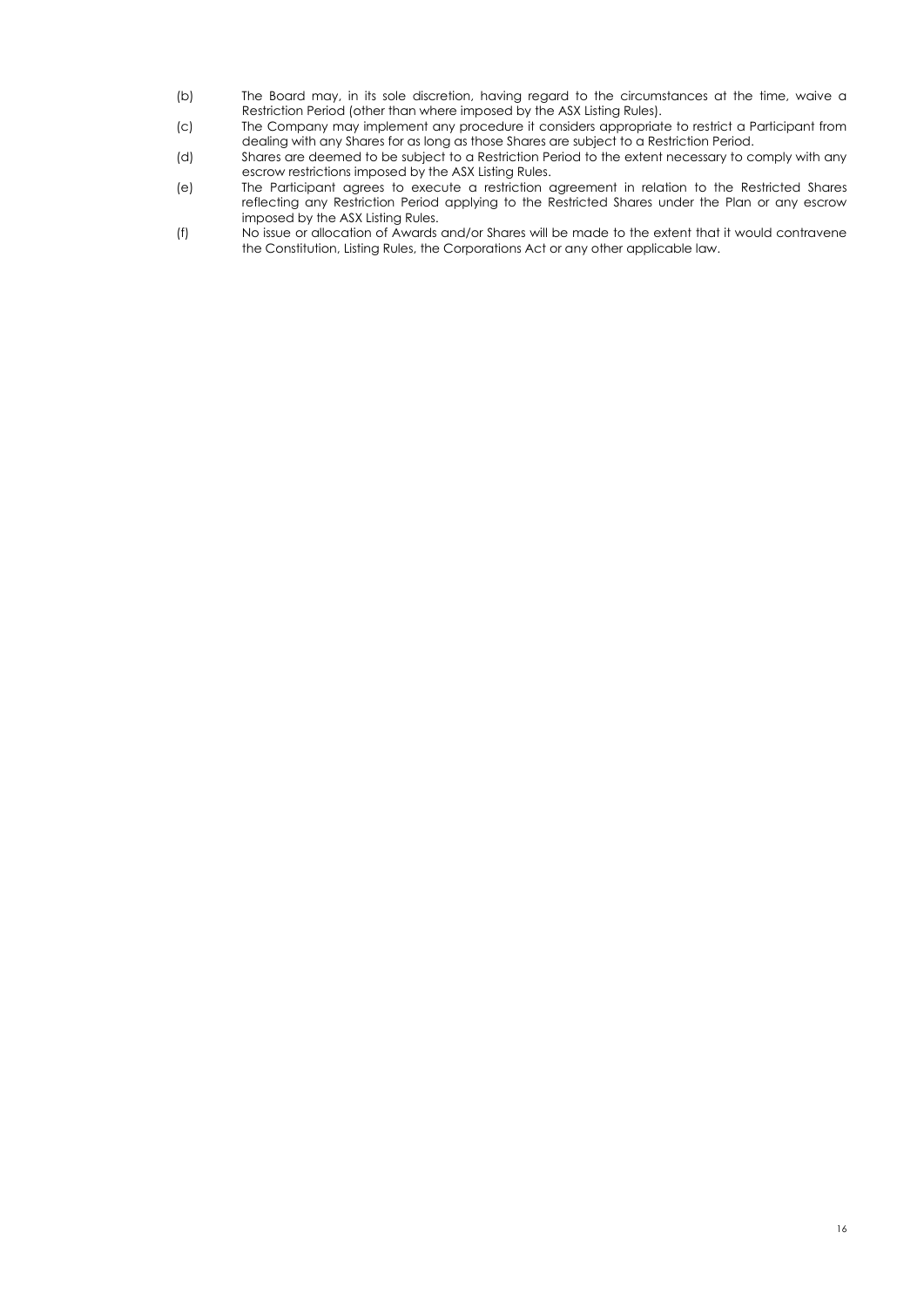(b) The Board may, in its sole discretion, having regard to the circumstances at the time, waive a Restriction Period (other than where imposed by the ASX Listing Rules).

(c) The Company may implement any procedure it considers appropriate to restrict a Participant from dealing with any Shares for as long as those Shares are subject to a Restriction Period.

(d) Shares are deemed to be subject to a Restriction Period to the extent necessary to comply with any escrow restrictions imposed by the ASX Listing Rules.

(e) The Participant agrees to execute a restriction agreement in relation to the Restricted Shares reflecting any Restriction Period applying to the Restricted Shares under the Plan or any escrow imposed by the ASX Listing Rules.

(f) No issue or allocation of Awards and/or Shares will be made to the extent that it would contravene the Constitution, Listing Rules, the Corporations Act or any other applicable law.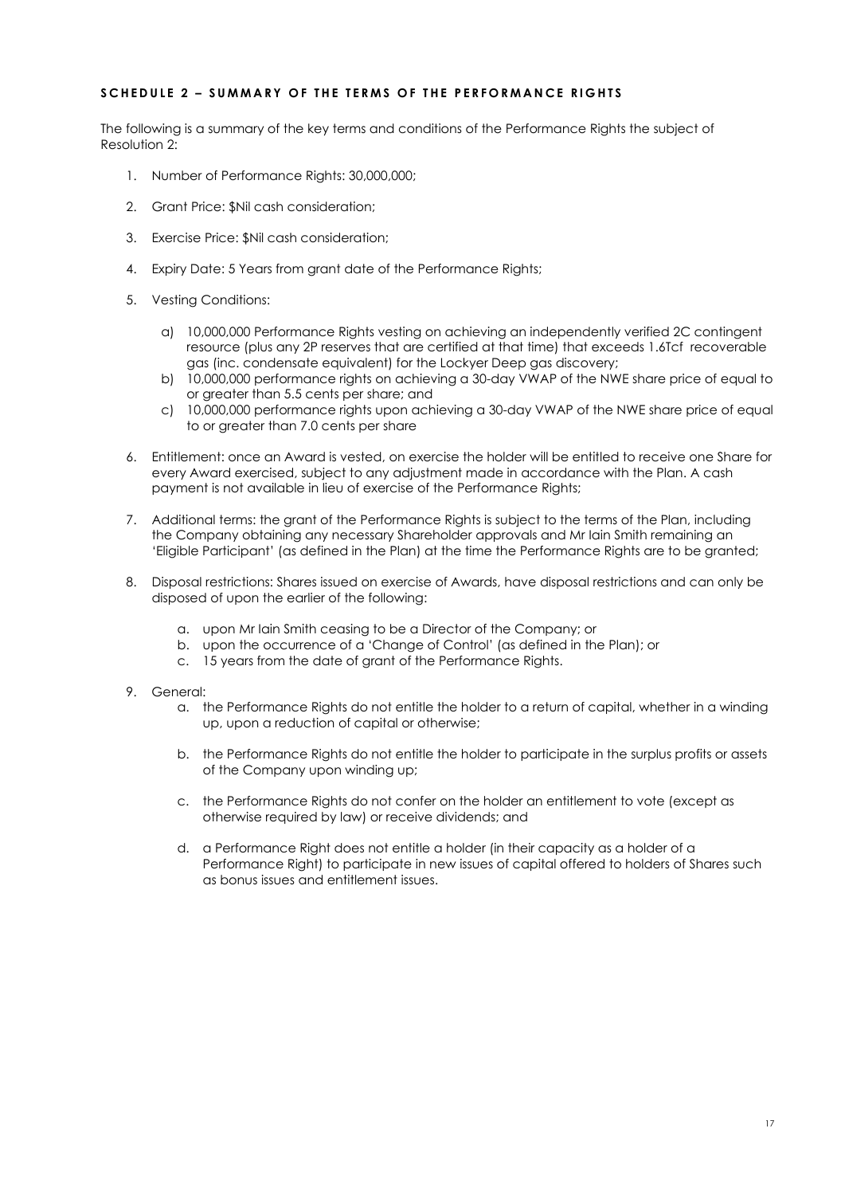## SCHEDULE 2 – SUMMARY OF THE TERMS OF THE PERFORMANCE RIGHTS

The following is a summary of the key terms and conditions of the Performance Rights the subject of Resolution 2:

1. Number of Performance Rights: 30,000,000;
2. Grant Price: $Nil cash consideration;
3. Exercise Price: $Nil cash consideration;
4. Expiry Date: 5 Years from grant date of the Performance Rights;
5. Vesting Conditions:
   a) 10,000,000 Performance Rights vesting on achieving an independently verified 2C contingent resource (plus any 2P reserves that are certified at that time) that exceeds 1.6Tcf recoverable gas (inc. condensate equivalent) for the Lockyer Deep gas discovery;
   b) 10,000,000 performance rights on achieving a 30-day VWAP of the NWE share price of equal to or greater than 5.5 cents per share; and
   c) 10,000,000 performance rights upon achieving a 30-day VWAP of the NWE share price of equal to or greater than 7.0 cents per share
6. Entitlement: once an Award is vested, on exercise the holder will be entitled to receive one Share for every Award exercised, subject to any adjustment made in accordance with the Plan. A cash payment is not available in lieu of exercise of the Performance Rights;
7. Additional terms: the grant of the Performance Rights is subject to the terms of the Plan, including the Company obtaining any necessary Shareholder approvals and Mr Iain Smith remaining an 'Eligible Participant' (as defined in the Plan) at the time the Performance Rights are to be granted;
8. Disposal restrictions: Shares issued on exercise of Awards, have disposal restrictions and can only be disposed of upon the earlier of the following:
   a. upon Mr Iain Smith ceasing to be a Director of the Company; or
   b. upon the occurrence of a 'Change of Control' (as defined in the Plan); or
   c. 15 years from the date of grant of the Performance Rights.
9. General:
   a. the Performance Rights do not entitle the holder to a return of capital, whether in a winding up, upon a reduction of capital or otherwise;
   b. the Performance Rights do not entitle the holder to participate in the surplus profits or assets of the Company upon winding up;
   c. the Performance Rights do not confer on the holder an entitlement to vote (except as otherwise required by law) or receive dividends; and
   d. a Performance Right does not entitle a holder (in their capacity as a holder of a Performance Right) to participate in new issues of capital offered to holders of Shares such as bonus issues and entitlement issues.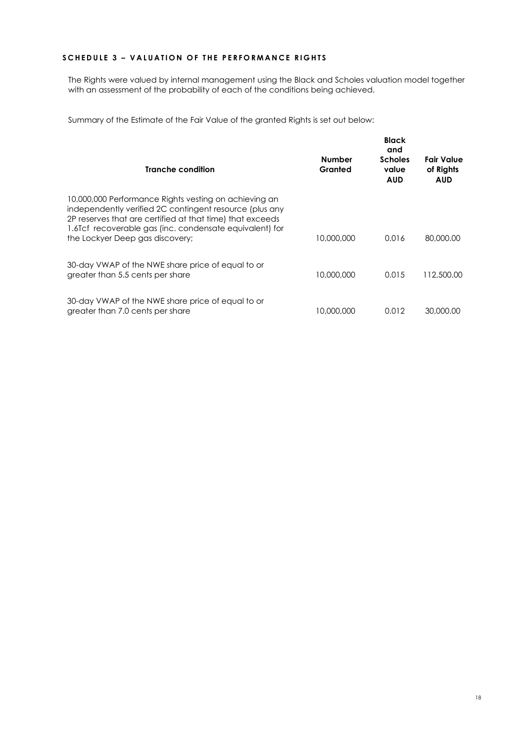### SCHEDULE 3 – VALUATION OF THE PERFORMANCE RIGHTS

The Rights were valued by internal management using the Black and Scholes valuation model together with an assessment of the probability of each of the conditions being achieved.

Summary of the Estimate of the Fair Value of the granted Rights is set out below:

| Tranche condition | Number Granted | Black and Scholes value AUD | Fair Value of Rights AUD |
|---|---|---|---|
| 10,000,000 Performance Rights vesting on achieving an independently verified 2C contingent resource (plus any 2P reserves that are certified at that time) that exceeds 1.6Tcf recoverable gas (inc. condensate equivalent) for the Lockyer Deep gas discovery; | 10,000,000 | 0.016 | 80,000.00 |
| 30-day VWAP of the NWE share price of equal to or greater than 5.5 cents per share | 10,000,000 | 0.015 | 112,500.00 |
| 30-day VWAP of the NWE share price of equal to or greater than 7.0 cents per share | 10,000,000 | 0.012 | 30,000.00 |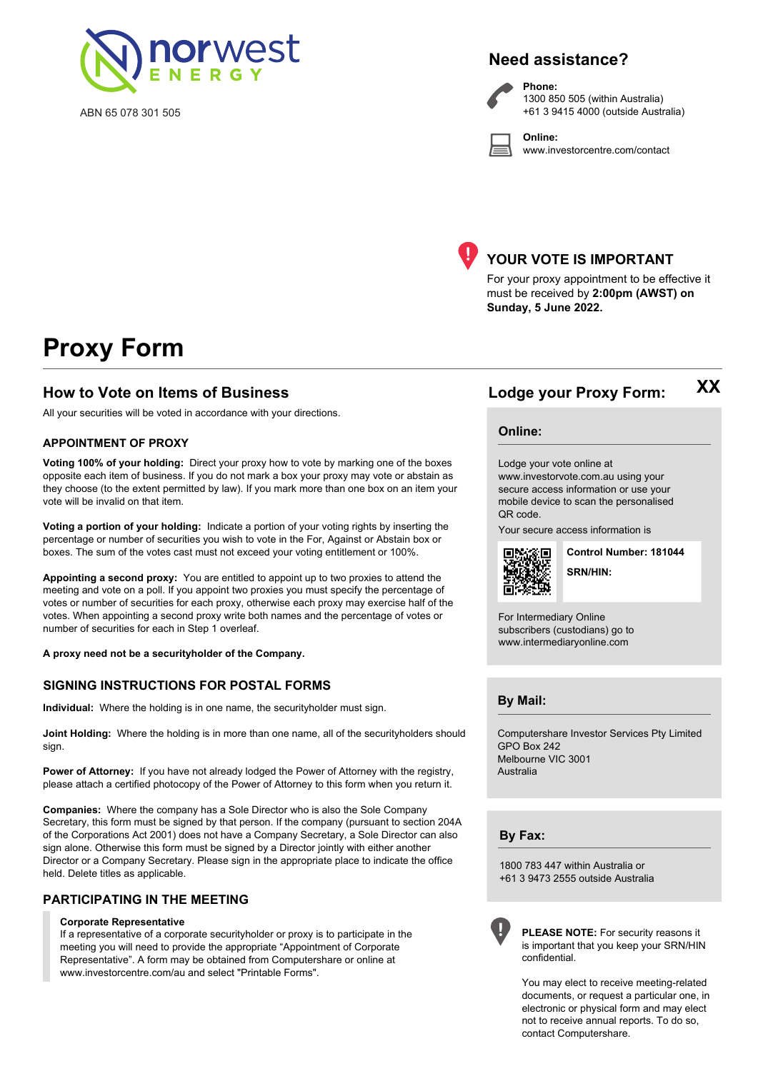norwest ENERGY

ABN 65 078 301 505

## Need assistance?

**Phone:**
1300 850 505 (within Australia)
+61 3 9415 4000 (outside Australia)

**Online:**
www.investorcentre.com/contact

## YOUR VOTE IS IMPORTANT

For your proxy appointment to be effective it must be received by **2:00pm (AWST) on Sunday, 5 June 2022.**

# Proxy Form

## How to Vote on Items of Business

All your securities will be voted in accordance with your directions.

### APPOINTMENT OF PROXY

**Voting 100% of your holding:** Direct your proxy how to vote by marking one of the boxes opposite each item of business. If you do not mark a box your proxy may vote or abstain as they choose (to the extent permitted by law). If you mark more than one box on an item your vote will be invalid on that item.

**Voting a portion of your holding:** Indicate a portion of your voting rights by inserting the percentage or number of securities you wish to vote in the For, Against or Abstain box or boxes. The sum of the votes cast must not exceed your voting entitlement or 100%.

**Appointing a second proxy:** You are entitled to appoint up to two proxies to attend the meeting and vote on a poll. If you appoint two proxies you must specify the percentage of votes or number of securities for each proxy, otherwise each proxy may exercise half of the votes. When appointing a second proxy write both names and the percentage of votes or number of securities for each in Step 1 overleaf.

**A proxy need not be a securityholder of the Company.**

### SIGNING INSTRUCTIONS FOR POSTAL FORMS

**Individual:** Where the holding is in one name, the securityholder must sign.

**Joint Holding:** Where the holding is in more than one name, all of the securityholders should sign.

**Power of Attorney:** If you have not already lodged the Power of Attorney with the registry, please attach a certified photocopy of the Power of Attorney to this form when you return it.

**Companies:** Where the company has a Sole Director who is also the Sole Company Secretary, this form must be signed by that person. If the company (pursuant to section 204A of the Corporations Act 2001) does not have a Company Secretary, a Sole Director can also sign alone. Otherwise this form must be signed by a Director jointly with either another Director or a Company Secretary. Please sign in the appropriate place to indicate the office held. Delete titles as applicable.

### PARTICIPATING IN THE MEETING

**Corporate Representative**
If a representative of a corporate securityholder or proxy is to participate in the meeting you will need to provide the appropriate "Appointment of Corporate Representative". A form may be obtained from Computershare or online at www.investorcentre.com/au and select "Printable Forms".

## Lodge your Proxy Form: XX

### Online:

Lodge your vote online at www.investorvote.com.au using your secure access information or use your mobile device to scan the personalised QR code.

Your secure access information is

**Control Number: 181044**

**SRN/HIN:**

For Intermediary Online subscribers (custodians) go to www.intermediaryonline.com

### By Mail:

Computershare Investor Services Pty Limited
GPO Box 242
Melbourne VIC 3001
Australia

### By Fax:

1800 783 447 within Australia or
+61 3 9473 2555 outside Australia

**PLEASE NOTE:** For security reasons it is important that you keep your SRN/HIN confidential.

You may elect to receive meeting-related documents, or request a particular one, in electronic or physical form and may elect not to receive annual reports. To do so, contact Computershare.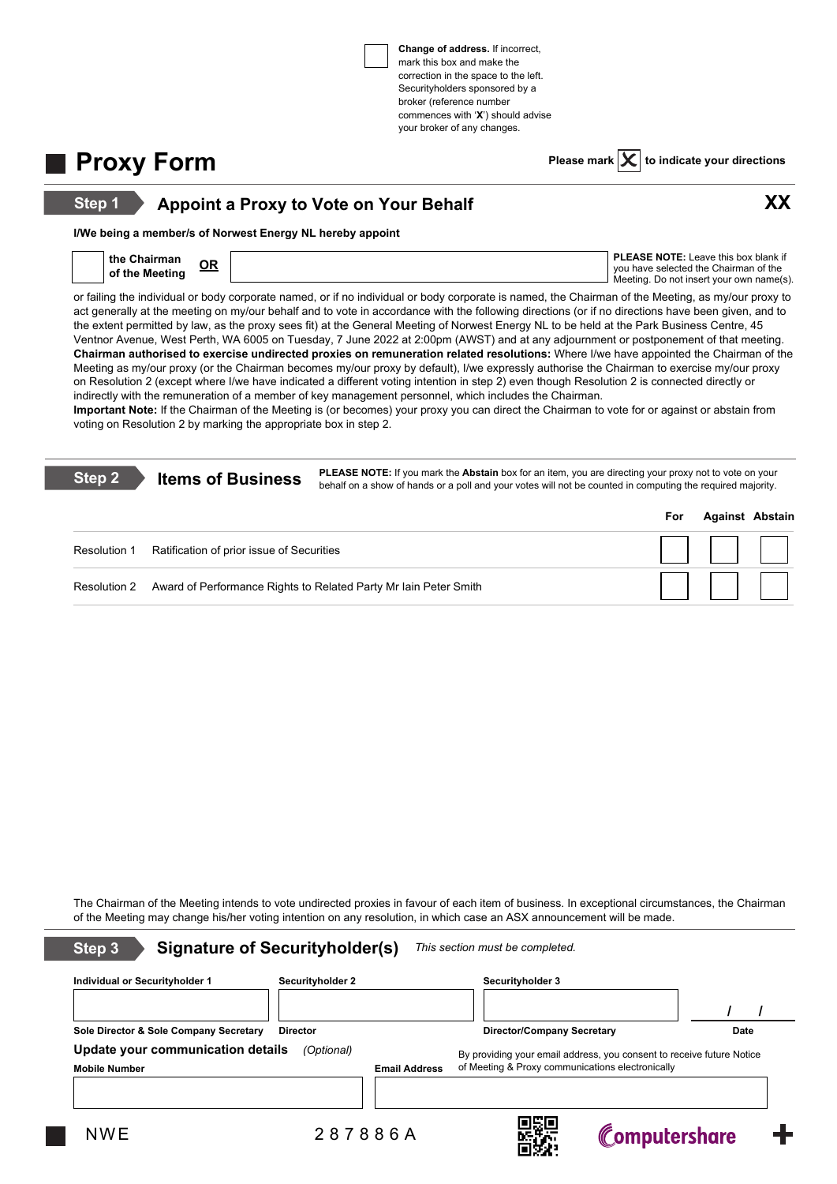Change of address. If incorrect, mark this box and make the correction in the space to the left. Securityholders sponsored by a broker (reference number commences with '**X**') should advise your broker of any changes.

# Proxy Form

Please mark ☒ to indicate your directions

## Step 1 Appoint a Proxy to Vote on Your Behalf

**XX**

**I/We being a member/s of Norwest Energy NL hereby appoint**

☐ **the Chairman of the Meeting** **OR** ______________________

**PLEASE NOTE:** Leave this box blank if you have selected the Chairman of the Meeting. Do not insert your own name(s).

or failing the individual or body corporate named, or if no individual or body corporate is named, the Chairman of the Meeting, as my/our proxy to act generally at the meeting on my/our behalf and to vote in accordance with the following directions (or if no directions have been given, and to the extent permitted by law, as the proxy sees fit) at the General Meeting of Norwest Energy NL to be held at the Park Business Centre, 45 Ventnor Avenue, West Perth, WA 6005 on Tuesday, 7 June 2022 at 2:00pm (AWST) and at any adjournment or postponement of that meeting.

**Chairman authorised to exercise undirected proxies on remuneration related resolutions:** Where I/we have appointed the Chairman of the Meeting as my/our proxy (or the Chairman becomes my/our proxy by default), I/we expressly authorise the Chairman to exercise my/our proxy on Resolution 2 (except where I/we have indicated a different voting intention in step 2) even though Resolution 2 is connected directly or indirectly with the remuneration of a member of key management personnel, which includes the Chairman.

**Important Note:** If the Chairman of the Meeting is (or becomes) your proxy you can direct the Chairman to vote for or against or abstain from voting on Resolution 2 by marking the appropriate box in step 2.

## Step 2 Items of Business

**PLEASE NOTE:** If you mark the **Abstain** box for an item, you are directing your proxy not to vote on your behalf on a show of hands or a poll and your votes will not be counted in computing the required majority.

| | | For | Against | Abstain |
|---|---|---|---|---|
| Resolution 1 | Ratification of prior issue of Securities | ☐ | ☐ | ☐ |
| Resolution 2 | Award of Performance Rights to Related Party Mr Iain Peter Smith | ☐ | ☐ | ☐ |

The Chairman of the Meeting intends to vote undirected proxies in favour of each item of business. In exceptional circumstances, the Chairman of the Meeting may change his/her voting intention on any resolution, in which case an ASX announcement will be made.

## Step 3 Signature of Securityholder(s)

*This section must be completed.*

| Individual or Securityholder 1 | Securityholder 2 | Securityholder 3 | |
|---|---|---|---|
| | | | / / |
| Sole Director & Sole Company Secretary | Director | Director/Company Secretary | Date |

**Update your communication details** *(Optional)*

By providing your email address, you consent to receive future Notice of Meeting & Proxy communications electronically

| Mobile Number | Email Address |
|---|---|
| | |

NWE 287886A

Computershare